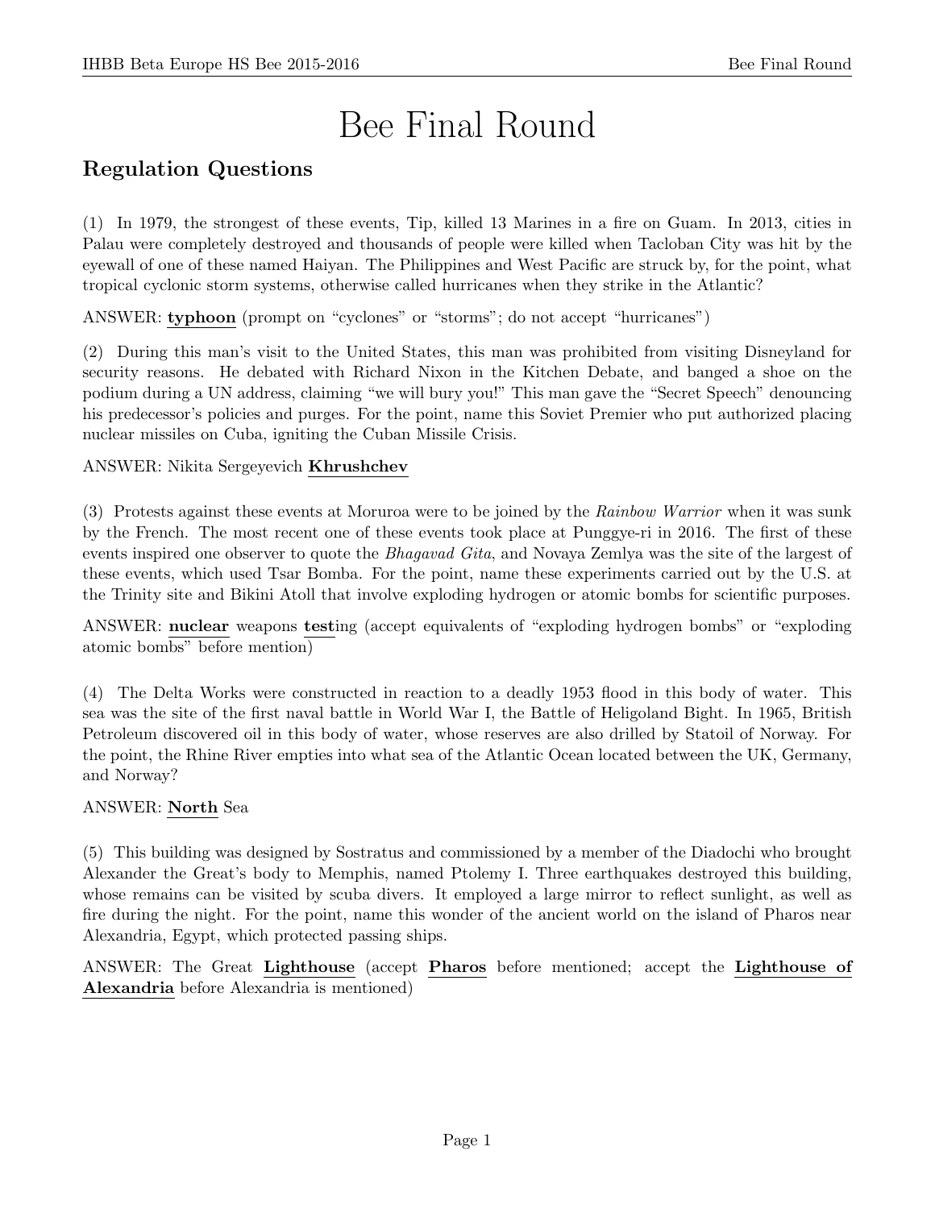# Bee Final Round

## Regulation Questions

(1) In 1979, the strongest of these events, Tip, killed 13 Marines in a fire on Guam. In 2013, cities in Palau were completely destroyed and thousands of people were killed when Tacloban City was hit by the eyewall of one of these named Haiyan. The Philippines and West Pacific are struck by, for the point, what tropical cyclonic storm systems, otherwise called hurricanes when they strike in the Atlantic?

ANSWER: **typhoon** (prompt on "cyclones" or "storms"; do not accept "hurricanes")

(2) During this man's visit to the United States, this man was prohibited from visiting Disneyland for security reasons. He debated with Richard Nixon in the Kitchen Debate, and banged a shoe on the podium during a UN address, claiming "we will bury you!" This man gave the "Secret Speech" denouncing his predecessor's policies and purges. For the point, name this Soviet Premier who put authorized placing nuclear missiles on Cuba, igniting the Cuban Missile Crisis.

ANSWER: Nikita Sergeyevich **Khrushchev**

(3) Protests against these events at Moruroa were to be joined by the *Rainbow Warrior* when it was sunk by the French. The most recent one of these events took place at Punggye-ri in 2016. The first of these events inspired one observer to quote the *Bhagavad Gita*, and Novaya Zemlya was the site of the largest of these events, which used Tsar Bomba. For the point, name these experiments carried out by the U.S. at the Trinity site and Bikini Atoll that involve exploding hydrogen or atomic bombs for scientific purposes.

ANSWER: **nuclear** weapons **test**ing (accept equivalents of "exploding hydrogen bombs" or "exploding atomic bombs" before mention)

(4) The Delta Works were constructed in reaction to a deadly 1953 flood in this body of water. This sea was the site of the first naval battle in World War I, the Battle of Heligoland Bight. In 1965, British Petroleum discovered oil in this body of water, whose reserves are also drilled by Statoil of Norway. For the point, the Rhine River empties into what sea of the Atlantic Ocean located between the UK, Germany, and Norway?

ANSWER: **North** Sea

(5) This building was designed by Sostratus and commissioned by a member of the Diadochi who brought Alexander the Great's body to Memphis, named Ptolemy I. Three earthquakes destroyed this building, whose remains can be visited by scuba divers. It employed a large mirror to reflect sunlight, as well as fire during the night. For the point, name this wonder of the ancient world on the island of Pharos near Alexandria, Egypt, which protected passing ships.

ANSWER: The Great **Lighthouse** (accept **Pharos** before mentioned; accept the **Lighthouse of Alexandria** before Alexandria is mentioned)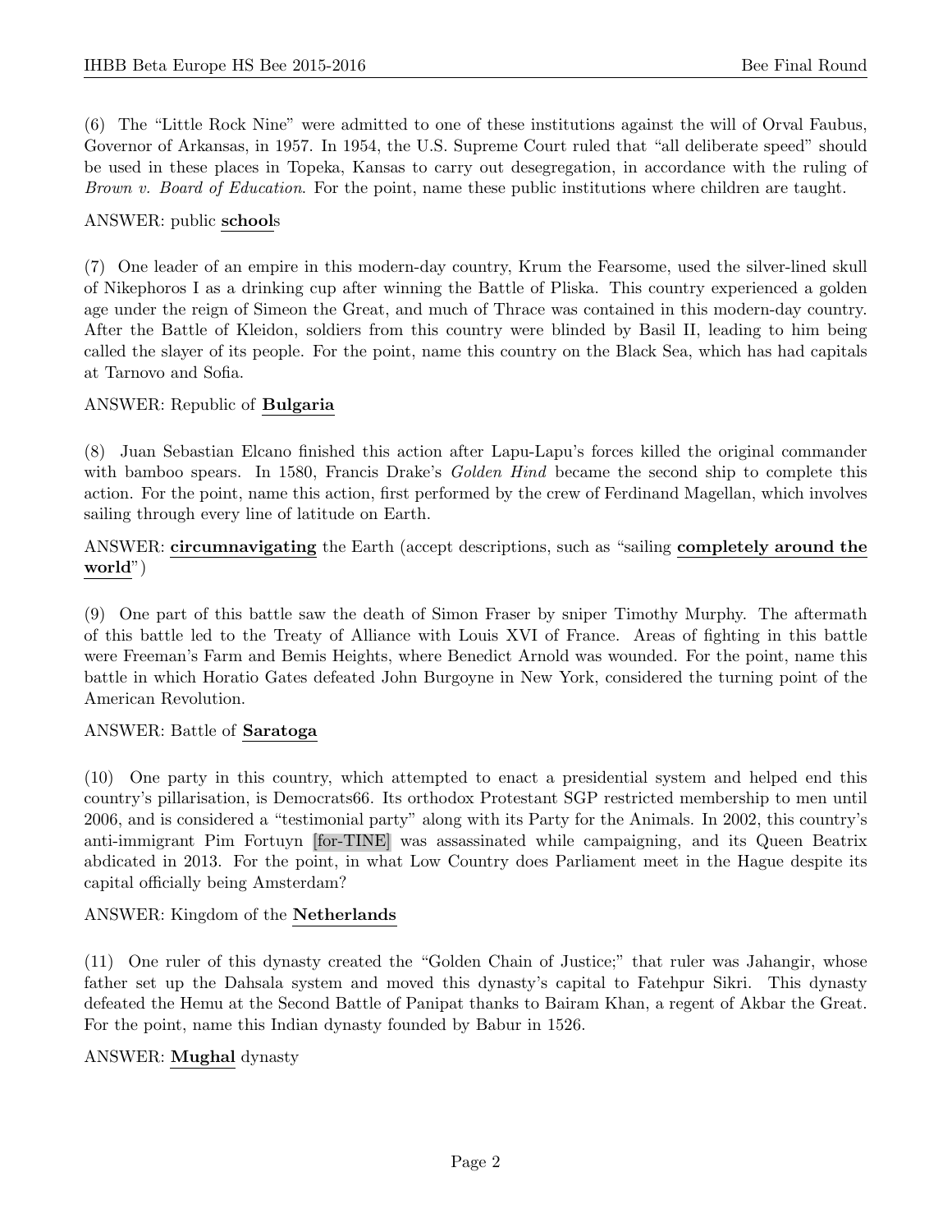(6) The "Little Rock Nine" were admitted to one of these institutions against the will of Orval Faubus, Governor of Arkansas, in 1957. In 1954, the U.S. Supreme Court ruled that "all deliberate speed" should be used in these places in Topeka, Kansas to carry out desegregation, in accordance with the ruling of *Brown v. Board of Education*. For the point, name these public institutions where children are taught.

ANSWER: public **school**s

(7) One leader of an empire in this modern-day country, Krum the Fearsome, used the silver-lined skull of Nikephoros I as a drinking cup after winning the Battle of Pliska. This country experienced a golden age under the reign of Simeon the Great, and much of Thrace was contained in this modern-day country. After the Battle of Kleidon, soldiers from this country were blinded by Basil II, leading to him being called the slayer of its people. For the point, name this country on the Black Sea, which has had capitals at Tarnovo and Sofia.

ANSWER: Republic of **Bulgaria**

(8) Juan Sebastian Elcano finished this action after Lapu-Lapu's forces killed the original commander with bamboo spears. In 1580, Francis Drake's *Golden Hind* became the second ship to complete this action. For the point, name this action, first performed by the crew of Ferdinand Magellan, which involves sailing through every line of latitude on Earth.

ANSWER: **circumnavigating** the Earth (accept descriptions, such as "sailing **completely around the world**")

(9) One part of this battle saw the death of Simon Fraser by sniper Timothy Murphy. The aftermath of this battle led to the Treaty of Alliance with Louis XVI of France. Areas of fighting in this battle were Freeman's Farm and Bemis Heights, where Benedict Arnold was wounded. For the point, name this battle in which Horatio Gates defeated John Burgoyne in New York, considered the turning point of the American Revolution.

ANSWER: Battle of **Saratoga**

(10) One party in this country, which attempted to enact a presidential system and helped end this country's pillarisation, is Democrats66. Its orthodox Protestant SGP restricted membership to men until 2006, and is considered a "testimonial party" along with its Party for the Animals. In 2002, this country's anti-immigrant Pim Fortuyn [for-TINE] was assassinated while campaigning, and its Queen Beatrix abdicated in 2013. For the point, in what Low Country does Parliament meet in the Hague despite its capital officially being Amsterdam?

ANSWER: Kingdom of the **Netherlands**

(11) One ruler of this dynasty created the "Golden Chain of Justice;" that ruler was Jahangir, whose father set up the Dahsala system and moved this dynasty's capital to Fatehpur Sikri. This dynasty defeated the Hemu at the Second Battle of Panipat thanks to Bairam Khan, a regent of Akbar the Great. For the point, name this Indian dynasty founded by Babur in 1526.

ANSWER: **Mughal** dynasty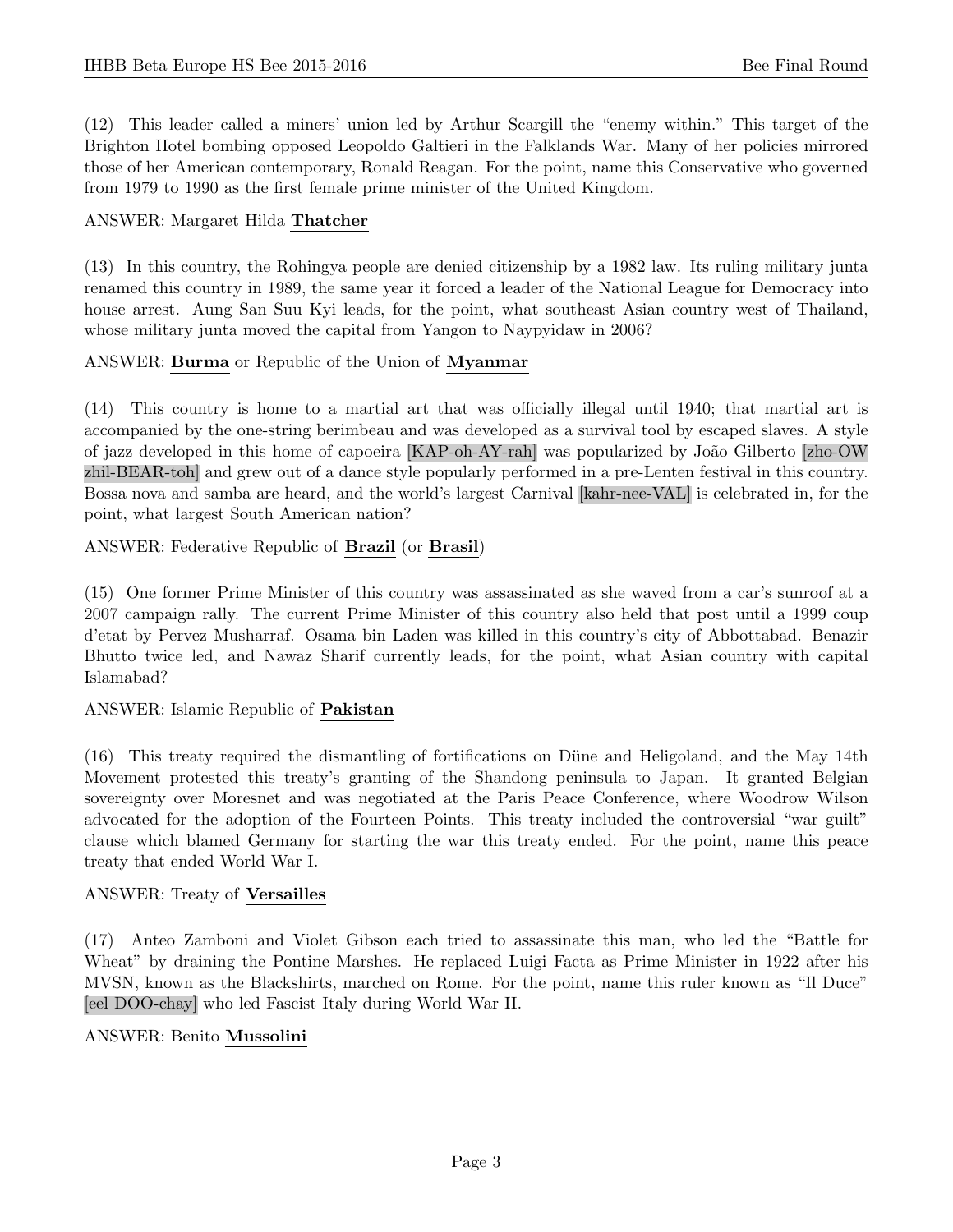(12) This leader called a miners' union led by Arthur Scargill the "enemy within." This target of the Brighton Hotel bombing opposed Leopoldo Galtieri in the Falklands War. Many of her policies mirrored those of her American contemporary, Ronald Reagan. For the point, name this Conservative who governed from 1979 to 1990 as the first female prime minister of the United Kingdom.

ANSWER: Margaret Hilda **Thatcher**

(13) In this country, the Rohingya people are denied citizenship by a 1982 law. Its ruling military junta renamed this country in 1989, the same year it forced a leader of the National League for Democracy into house arrest. Aung San Suu Kyi leads, for the point, what southeast Asian country west of Thailand, whose military junta moved the capital from Yangon to Naypyidaw in 2006?

ANSWER: **Burma** or Republic of the Union of **Myanmar**

(14) This country is home to a martial art that was officially illegal until 1940; that martial art is accompanied by the one-string berimbeau and was developed as a survival tool by escaped slaves. A style of jazz developed in this home of capoeira [KAP-oh-AY-rah] was popularized by João Gilberto [zho-OW zhil-BEAR-toh] and grew out of a dance style popularly performed in a pre-Lenten festival in this country. Bossa nova and samba are heard, and the world's largest Carnival [kahr-nee-VAL] is celebrated in, for the point, what largest South American nation?

ANSWER: Federative Republic of **Brazil** (or **Brasil**)

(15) One former Prime Minister of this country was assassinated as she waved from a car's sunroof at a 2007 campaign rally. The current Prime Minister of this country also held that post until a 1999 coup d'etat by Pervez Musharraf. Osama bin Laden was killed in this country's city of Abbottabad. Benazir Bhutto twice led, and Nawaz Sharif currently leads, for the point, what Asian country with capital Islamabad?

ANSWER: Islamic Republic of **Pakistan**

(16) This treaty required the dismantling of fortifications on Düne and Heligoland, and the May 14th Movement protested this treaty's granting of the Shandong peninsula to Japan. It granted Belgian sovereignty over Moresnet and was negotiated at the Paris Peace Conference, where Woodrow Wilson advocated for the adoption of the Fourteen Points. This treaty included the controversial "war guilt" clause which blamed Germany for starting the war this treaty ended. For the point, name this peace treaty that ended World War I.

ANSWER: Treaty of **Versailles**

(17) Anteo Zamboni and Violet Gibson each tried to assassinate this man, who led the "Battle for Wheat" by draining the Pontine Marshes. He replaced Luigi Facta as Prime Minister in 1922 after his MVSN, known as the Blackshirts, marched on Rome. For the point, name this ruler known as "Il Duce" [eel DOO-chay] who led Fascist Italy during World War II.

ANSWER: Benito **Mussolini**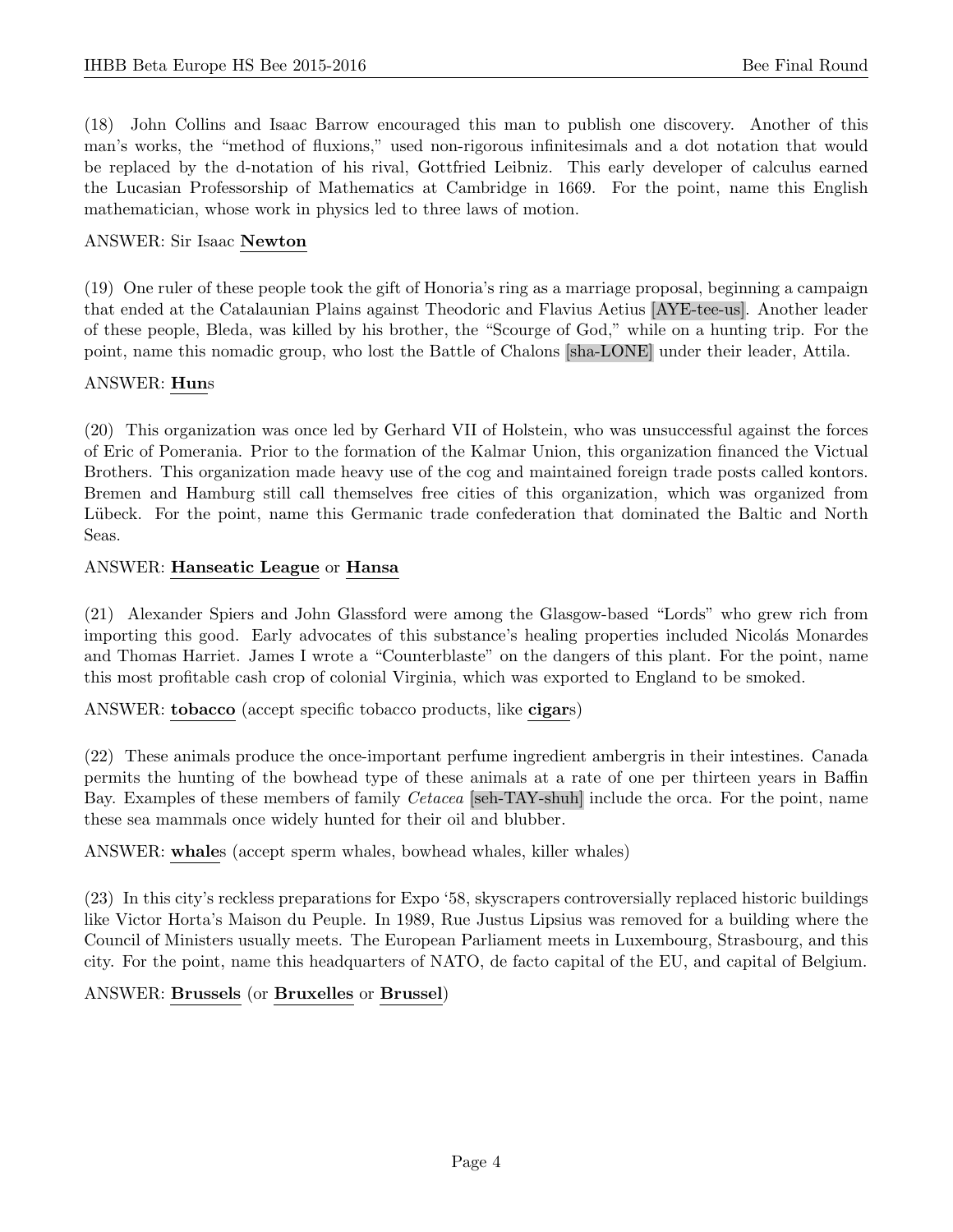(18) John Collins and Isaac Barrow encouraged this man to publish one discovery. Another of this man's works, the "method of fluxions," used non-rigorous infinitesimals and a dot notation that would be replaced by the d-notation of his rival, Gottfried Leibniz. This early developer of calculus earned the Lucasian Professorship of Mathematics at Cambridge in 1669. For the point, name this English mathematician, whose work in physics led to three laws of motion.

ANSWER: Sir Isaac **Newton**

(19) One ruler of these people took the gift of Honoria's ring as a marriage proposal, beginning a campaign that ended at the Catalaunian Plains against Theodoric and Flavius Aetius [AYE-tee-us]. Another leader of these people, Bleda, was killed by his brother, the "Scourge of God," while on a hunting trip. For the point, name this nomadic group, who lost the Battle of Chalons [sha-LONE] under their leader, Attila.

ANSWER: **Hun**s

(20) This organization was once led by Gerhard VII of Holstein, who was unsuccessful against the forces of Eric of Pomerania. Prior to the formation of the Kalmar Union, this organization financed the Victual Brothers. This organization made heavy use of the cog and maintained foreign trade posts called kontors. Bremen and Hamburg still call themselves free cities of this organization, which was organized from Lübeck. For the point, name this Germanic trade confederation that dominated the Baltic and North Seas.

ANSWER: **Hanseatic League** or **Hansa**

(21) Alexander Spiers and John Glassford were among the Glasgow-based "Lords" who grew rich from importing this good. Early advocates of this substance's healing properties included Nicolás Monardes and Thomas Harriet. James I wrote a "Counterblaste" on the dangers of this plant. For the point, name this most profitable cash crop of colonial Virginia, which was exported to England to be smoked.

ANSWER: **tobacco** (accept specific tobacco products, like **cigar**s)

(22) These animals produce the once-important perfume ingredient ambergris in their intestines. Canada permits the hunting of the bowhead type of these animals at a rate of one per thirteen years in Baffin Bay. Examples of these members of family *Cetacea* [seh-TAY-shuh] include the orca. For the point, name these sea mammals once widely hunted for their oil and blubber.

ANSWER: **whale**s (accept sperm whales, bowhead whales, killer whales)

(23) In this city's reckless preparations for Expo '58, skyscrapers controversially replaced historic buildings like Victor Horta's Maison du Peuple. In 1989, Rue Justus Lipsius was removed for a building where the Council of Ministers usually meets. The European Parliament meets in Luxembourg, Strasbourg, and this city. For the point, name this headquarters of NATO, de facto capital of the EU, and capital of Belgium.

ANSWER: **Brussels** (or **Bruxelles** or **Brussel**)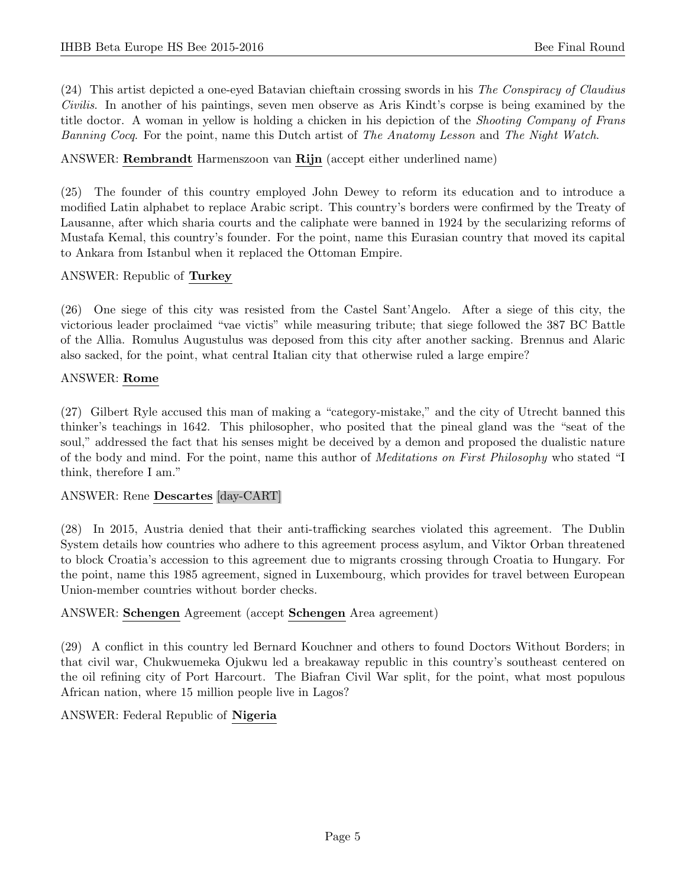(24) This artist depicted a one-eyed Batavian chieftain crossing swords in his *The Conspiracy of Claudius Civilis*. In another of his paintings, seven men observe as Aris Kindt's corpse is being examined by the title doctor. A woman in yellow is holding a chicken in his depiction of the *Shooting Company of Frans Banning Cocq*. For the point, name this Dutch artist of *The Anatomy Lesson* and *The Night Watch*.

ANSWER: **Rembrandt** Harmenszoon van **Rijn** (accept either underlined name)

(25) The founder of this country employed John Dewey to reform its education and to introduce a modified Latin alphabet to replace Arabic script. This country's borders were confirmed by the Treaty of Lausanne, after which sharia courts and the caliphate were banned in 1924 by the secularizing reforms of Mustafa Kemal, this country's founder. For the point, name this Eurasian country that moved its capital to Ankara from Istanbul when it replaced the Ottoman Empire.

ANSWER: Republic of **Turkey**

(26) One siege of this city was resisted from the Castel Sant'Angelo. After a siege of this city, the victorious leader proclaimed "vae victis" while measuring tribute; that siege followed the 387 BC Battle of the Allia. Romulus Augustulus was deposed from this city after another sacking. Brennus and Alaric also sacked, for the point, what central Italian city that otherwise ruled a large empire?

ANSWER: **Rome**

(27) Gilbert Ryle accused this man of making a "category-mistake," and the city of Utrecht banned this thinker's teachings in 1642. This philosopher, who posited that the pineal gland was the "seat of the soul," addressed the fact that his senses might be deceived by a demon and proposed the dualistic nature of the body and mind. For the point, name this author of *Meditations on First Philosophy* who stated "I think, therefore I am."

ANSWER: Rene **Descartes** [day-CART]

(28) In 2015, Austria denied that their anti-trafficking searches violated this agreement. The Dublin System details how countries who adhere to this agreement process asylum, and Viktor Orban threatened to block Croatia's accession to this agreement due to migrants crossing through Croatia to Hungary. For the point, name this 1985 agreement, signed in Luxembourg, which provides for travel between European Union-member countries without border checks.

ANSWER: **Schengen** Agreement (accept **Schengen** Area agreement)

(29) A conflict in this country led Bernard Kouchner and others to found Doctors Without Borders; in that civil war, Chukwuemeka Ojukwu led a breakaway republic in this country's southeast centered on the oil refining city of Port Harcourt. The Biafran Civil War split, for the point, what most populous African nation, where 15 million people live in Lagos?

ANSWER: Federal Republic of **Nigeria**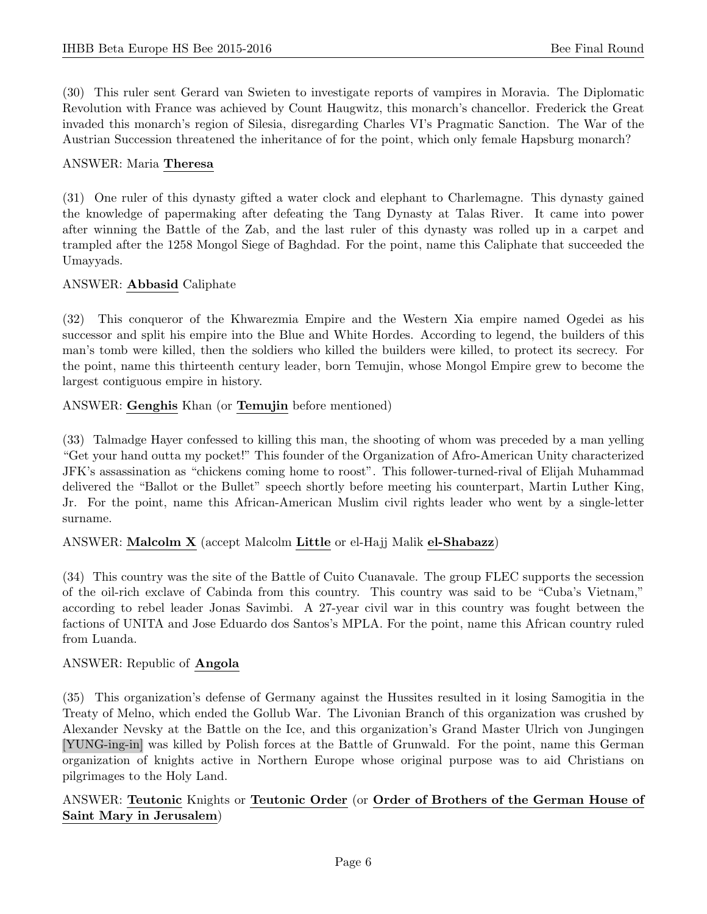(30) This ruler sent Gerard van Swieten to investigate reports of vampires in Moravia. The Diplomatic Revolution with France was achieved by Count Haugwitz, this monarch's chancellor. Frederick the Great invaded this monarch's region of Silesia, disregarding Charles VI's Pragmatic Sanction. The War of the Austrian Succession threatened the inheritance of for the point, which only female Hapsburg monarch?

ANSWER: Maria **Theresa**

(31) One ruler of this dynasty gifted a water clock and elephant to Charlemagne. This dynasty gained the knowledge of papermaking after defeating the Tang Dynasty at Talas River. It came into power after winning the Battle of the Zab, and the last ruler of this dynasty was rolled up in a carpet and trampled after the 1258 Mongol Siege of Baghdad. For the point, name this Caliphate that succeeded the Umayyads.

ANSWER: **Abbasid** Caliphate

(32) This conqueror of the Khwarezmia Empire and the Western Xia empire named Ogedei as his successor and split his empire into the Blue and White Hordes. According to legend, the builders of this man's tomb were killed, then the soldiers who killed the builders were killed, to protect its secrecy. For the point, name this thirteenth century leader, born Temujin, whose Mongol Empire grew to become the largest contiguous empire in history.

ANSWER: **Genghis** Khan (or **Temujin** before mentioned)

(33) Talmadge Hayer confessed to killing this man, the shooting of whom was preceded by a man yelling "Get your hand outta my pocket!" This founder of the Organization of Afro-American Unity characterized JFK's assassination as "chickens coming home to roost". This follower-turned-rival of Elijah Muhammad delivered the "Ballot or the Bullet" speech shortly before meeting his counterpart, Martin Luther King, Jr. For the point, name this African-American Muslim civil rights leader who went by a single-letter surname.

ANSWER: **Malcolm X** (accept Malcolm **Little** or el-Hajj Malik **el-Shabazz**)

(34) This country was the site of the Battle of Cuito Cuanavale. The group FLEC supports the secession of the oil-rich exclave of Cabinda from this country. This country was said to be "Cuba's Vietnam," according to rebel leader Jonas Savimbi. A 27-year civil war in this country was fought between the factions of UNITA and Jose Eduardo dos Santos's MPLA. For the point, name this African country ruled from Luanda.

ANSWER: Republic of **Angola**

(35) This organization's defense of Germany against the Hussites resulted in it losing Samogitia in the Treaty of Melno, which ended the Gollub War. The Livonian Branch of this organization was crushed by Alexander Nevsky at the Battle on the Ice, and this organization's Grand Master Ulrich von Jungingen [YUNG-ing-in] was killed by Polish forces at the Battle of Grunwald. For the point, name this German organization of knights active in Northern Europe whose original purpose was to aid Christians on pilgrimages to the Holy Land.

ANSWER: **Teutonic** Knights or **Teutonic Order** (or **Order of Brothers of the German House of Saint Mary in Jerusalem**)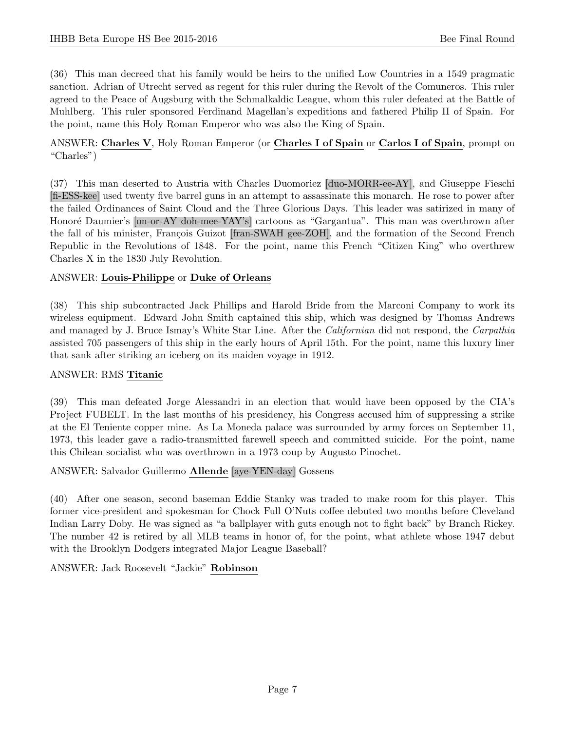(36) This man decreed that his family would be heirs to the unified Low Countries in a 1549 pragmatic sanction. Adrian of Utrecht served as regent for this ruler during the Revolt of the Comuneros. This ruler agreed to the Peace of Augsburg with the Schmalkaldic League, whom this ruler defeated at the Battle of Muhlberg. This ruler sponsored Ferdinand Magellan's expeditions and fathered Philip II of Spain. For the point, name this Holy Roman Emperor who was also the King of Spain.

ANSWER: **Charles V**, Holy Roman Emperor (or **Charles I of Spain** or **Carlos I of Spain**, prompt on "Charles")

(37) This man deserted to Austria with Charles Duomoriez [duo-MORR-ee-AY], and Giuseppe Fieschi [fi-ESS-kee] used twenty five barrel guns in an attempt to assassinate this monarch. He rose to power after the failed Ordinances of Saint Cloud and the Three Glorious Days. This leader was satirized in many of Honoré Daumier's [on-or-AY doh-mee-YAY's] cartoons as "Gargantua". This man was overthrown after the fall of his minister, François Guizot [fran-SWAH gee-ZOH], and the formation of the Second French Republic in the Revolutions of 1848. For the point, name this French "Citizen King" who overthrew Charles X in the 1830 July Revolution.

ANSWER: **Louis-Philippe** or **Duke of Orleans**

(38) This ship subcontracted Jack Phillips and Harold Bride from the Marconi Company to work its wireless equipment. Edward John Smith captained this ship, which was designed by Thomas Andrews and managed by J. Bruce Ismay's White Star Line. After the *Californian* did not respond, the *Carpathia* assisted 705 passengers of this ship in the early hours of April 15th. For the point, name this luxury liner that sank after striking an iceberg on its maiden voyage in 1912.

ANSWER: RMS **Titanic**

(39) This man defeated Jorge Alessandri in an election that would have been opposed by the CIA's Project FUBELT. In the last months of his presidency, his Congress accused him of suppressing a strike at the El Teniente copper mine. As La Moneda palace was surrounded by army forces on September 11, 1973, this leader gave a radio-transmitted farewell speech and committed suicide. For the point, name this Chilean socialist who was overthrown in a 1973 coup by Augusto Pinochet.

ANSWER: Salvador Guillermo **Allende** [aye-YEN-day] Gossens

(40) After one season, second baseman Eddie Stanky was traded to make room for this player. This former vice-president and spokesman for Chock Full O'Nuts coffee debuted two months before Cleveland Indian Larry Doby. He was signed as "a ballplayer with guts enough not to fight back" by Branch Rickey. The number 42 is retired by all MLB teams in honor of, for the point, what athlete whose 1947 debut with the Brooklyn Dodgers integrated Major League Baseball?

ANSWER: Jack Roosevelt "Jackie" **Robinson**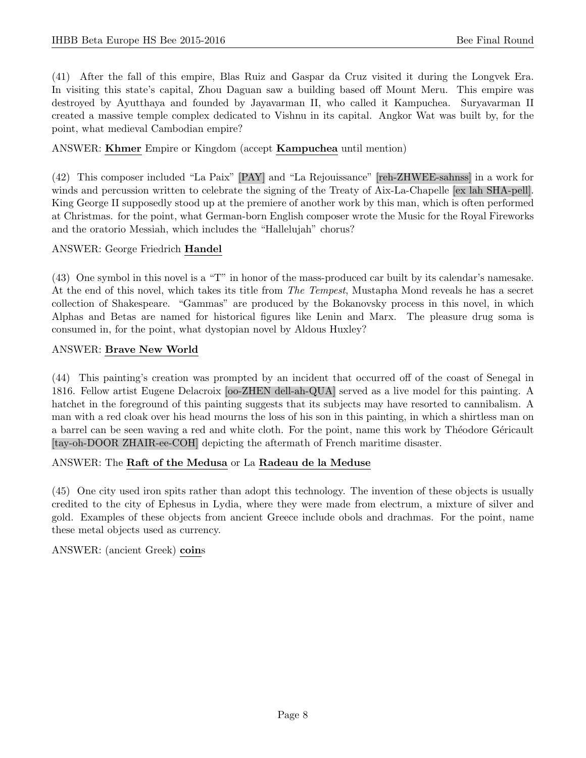(41) After the fall of this empire, Blas Ruiz and Gaspar da Cruz visited it during the Longvek Era. In visiting this state's capital, Zhou Daguan saw a building based off Mount Meru. This empire was destroyed by Ayutthaya and founded by Jayavarman II, who called it Kampuchea. Suryavarman II created a massive temple complex dedicated to Vishnu in its capital. Angkor Wat was built by, for the point, what medieval Cambodian empire?

ANSWER: **Khmer** Empire or Kingdom (accept **Kampuchea** until mention)

(42) This composer included "La Paix" [PAY] and "La Rejouissance" [reh-ZHWEE-sahnss] in a work for winds and percussion written to celebrate the signing of the Treaty of Aix-La-Chapelle [ex lah SHA-pell]. King George II supposedly stood up at the premiere of another work by this man, which is often performed at Christmas. for the point, what German-born English composer wrote the Music for the Royal Fireworks and the oratorio Messiah, which includes the "Hallelujah" chorus?

ANSWER: George Friedrich **Handel**

(43) One symbol in this novel is a "T" in honor of the mass-produced car built by its calendar's namesake. At the end of this novel, which takes its title from *The Tempest*, Mustapha Mond reveals he has a secret collection of Shakespeare. "Gammas" are produced by the Bokanovsky process in this novel, in which Alphas and Betas are named for historical figures like Lenin and Marx. The pleasure drug soma is consumed in, for the point, what dystopian novel by Aldous Huxley?

ANSWER: **Brave New World**

(44) This painting's creation was prompted by an incident that occurred off of the coast of Senegal in 1816. Fellow artist Eugene Delacroix [oo-ZHEN dell-ah-QUA] served as a live model for this painting. A hatchet in the foreground of this painting suggests that its subjects may have resorted to cannibalism. A man with a red cloak over his head mourns the loss of his son in this painting, in which a shirtless man on a barrel can be seen waving a red and white cloth. For the point, name this work by Théodore Géricault [tay-oh-DOOR ZHAIR-ee-COH] depicting the aftermath of French maritime disaster.

ANSWER: The **Raft of the Medusa** or La **Radeau de la Meduse**

(45) One city used iron spits rather than adopt this technology. The invention of these objects is usually credited to the city of Ephesus in Lydia, where they were made from electrum, a mixture of silver and gold. Examples of these objects from ancient Greece include obols and drachmas. For the point, name these metal objects used as currency.

ANSWER: (ancient Greek) **coin**s